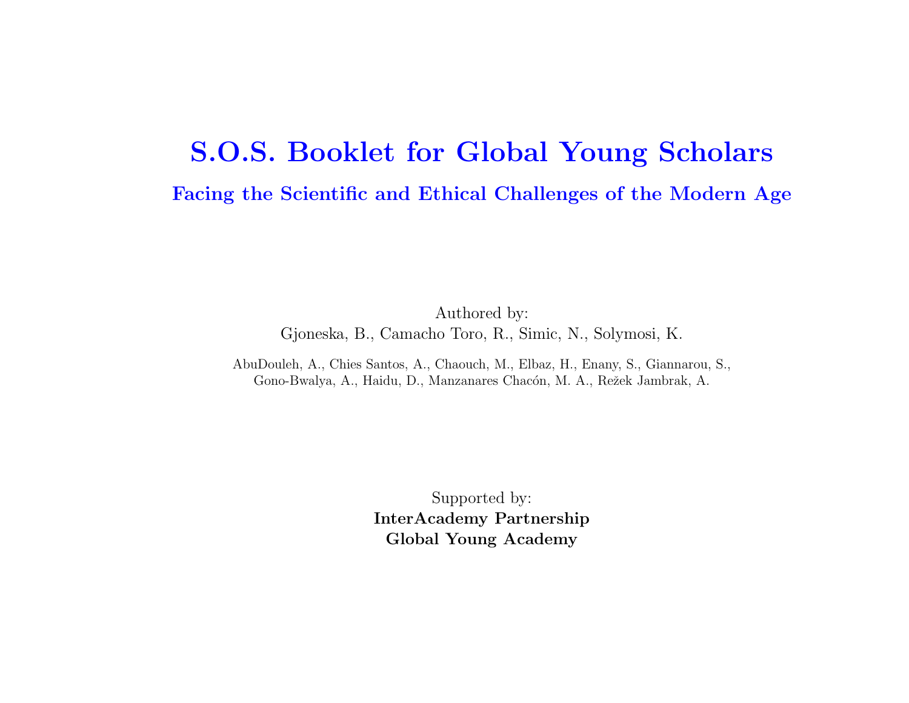# S.O.S. Booklet for Global Young Scholars

## Facing the Scientific and Ethical Challenges of the Modern Age

Authored by:
Gjoneska, B., Camacho Toro, R., Simic, N., Solymosi, K.

AbuDouleh, A., Chies Santos, A., Chaouch, M., Elbaz, H., Enany, S., Giannarou, S., Gono-Bwalya, A., Haidu, D., Manzanares Chacón, M. A., Režek Jambrak, A.

Supported by:
**InterAcademy Partnership**
**Global Young Academy**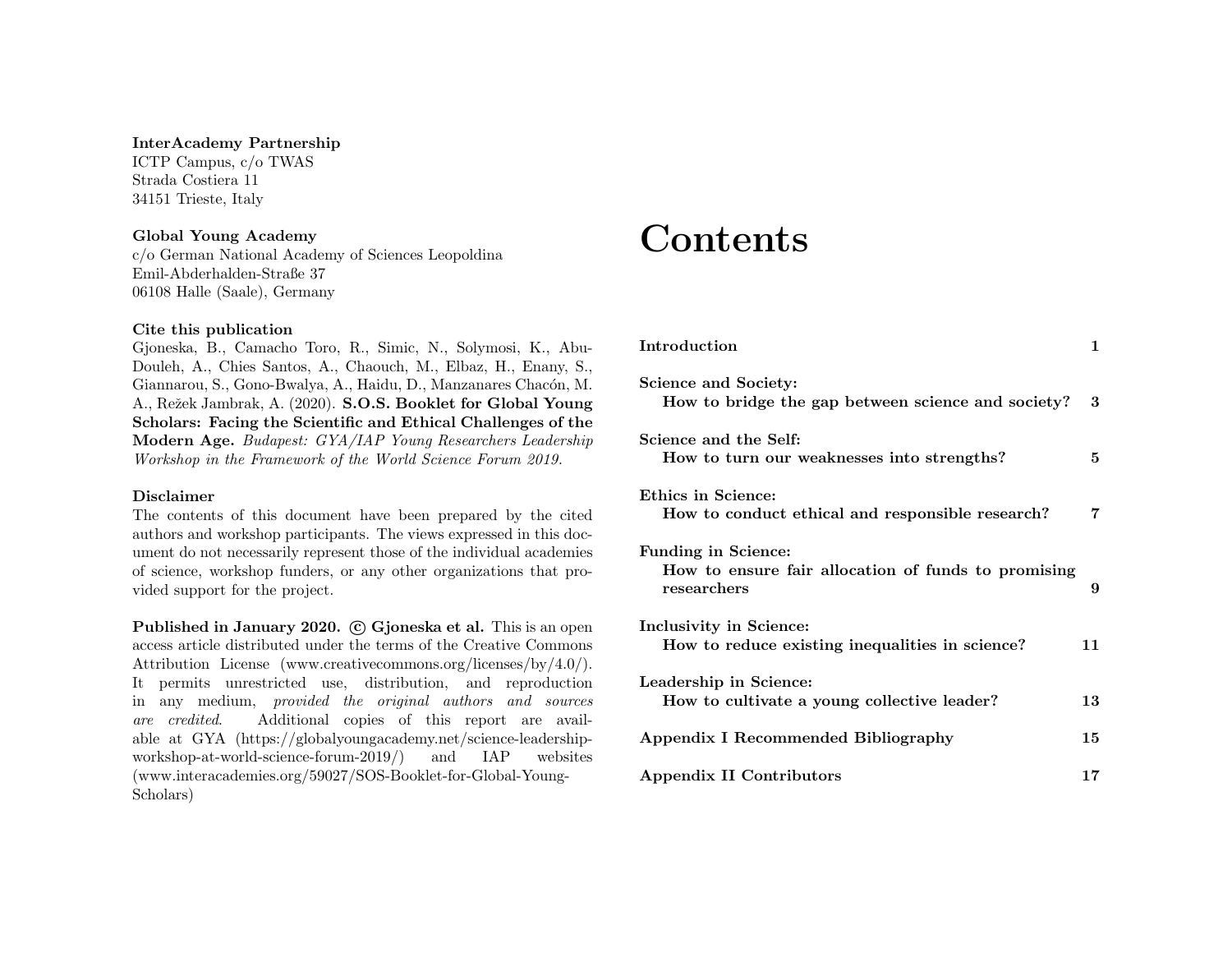**InterAcademy Partnership**
ICTP Campus, c/o TWAS
Strada Costiera 11
34151 Trieste, Italy

**Global Young Academy**
c/o German National Academy of Sciences Leopoldina
Emil-Abderhalden-Straße 37
06108 Halle (Saale), Germany

**Cite this publication**
Gjoneska, B., Camacho Toro, R., Simic, N., Solymosi, K., Abu-Douleh, A., Chies Santos, A., Chaouch, M., Elbaz, H., Enany, S., Giannarou, S., Gono-Bwalya, A., Haidu, D., Manzanares Chacón, M. A., Režek Jambrak, A. (2020). **S.O.S. Booklet for Global Young Scholars: Facing the Scientific and Ethical Challenges of the Modern Age.** *Budapest: GYA/IAP Young Researchers Leadership Workshop in the Framework of the World Science Forum 2019.*

**Disclaimer**
The contents of this document have been prepared by the cited authors and workshop participants. The views expressed in this document do not necessarily represent those of the individual academies of science, workshop funders, or any other organizations that provided support for the project.

**Published in January 2020. © Gjoneska et al.** This is an open access article distributed under the terms of the Creative Commons Attribution License (www.creativecommons.org/licenses/by/4.0/). It permits unrestricted use, distribution, and reproduction in any medium, *provided the original authors and sources are credited*. Additional copies of this report are available at GYA (https://globalyoungacademy.net/science-leadership-workshop-at-world-science-forum-2019/) and IAP websites (www.interacademies.org/59027/SOS-Booklet-for-Global-Young-Scholars)

# Contents

| | |
|---|---|
| **Introduction** | **1** |
| **Science and Society:** How to bridge the gap between science and society? | **3** |
| **Science and the Self:** How to turn our weaknesses into strengths? | **5** |
| **Ethics in Science:** How to conduct ethical and responsible research? | **7** |
| **Funding in Science:** How to ensure fair allocation of funds to promising researchers | **9** |
| **Inclusivity in Science:** How to reduce existing inequalities in science? | **11** |
| **Leadership in Science:** How to cultivate a young collective leader? | **13** |
| **Appendix I Recommended Bibliography** | **15** |
| **Appendix II Contributors** | **17** |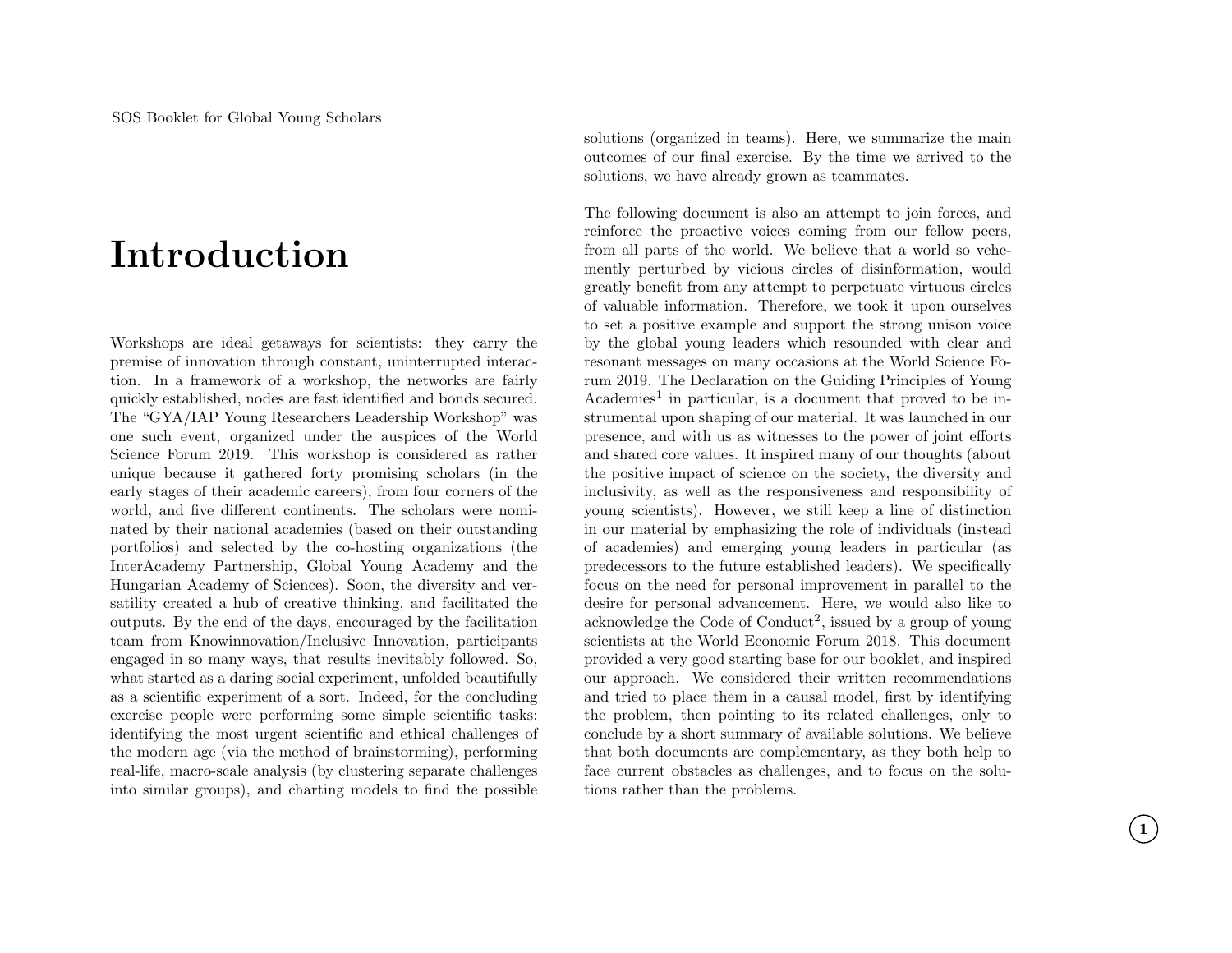# Introduction

Workshops are ideal getaways for scientists: they carry the premise of innovation through constant, uninterrupted interaction. In a framework of a workshop, the networks are fairly quickly established, nodes are fast identified and bonds secured. The "GYA/IAP Young Researchers Leadership Workshop" was one such event, organized under the auspices of the World Science Forum 2019. This workshop is considered as rather unique because it gathered forty promising scholars (in the early stages of their academic careers), from four corners of the world, and five different continents. The scholars were nominated by their national academies (based on their outstanding portfolios) and selected by the co-hosting organizations (the InterAcademy Partnership, Global Young Academy and the Hungarian Academy of Sciences). Soon, the diversity and versatility created a hub of creative thinking, and facilitated the outputs. By the end of the days, encouraged by the facilitation team from Knowinnovation/Inclusive Innovation, participants engaged in so many ways, that results inevitably followed. So, what started as a daring social experiment, unfolded beautifully as a scientific experiment of a sort. Indeed, for the concluding exercise people were performing some simple scientific tasks: identifying the most urgent scientific and ethical challenges of the modern age (via the method of brainstorming), performing real-life, macro-scale analysis (by clustering separate challenges into similar groups), and charting models to find the possible solutions (organized in teams). Here, we summarize the main outcomes of our final exercise. By the time we arrived to the solutions, we have already grown as teammates.

The following document is also an attempt to join forces, and reinforce the proactive voices coming from our fellow peers, from all parts of the world. We believe that a world so vehemently perturbed by vicious circles of disinformation, would greatly benefit from any attempt to perpetuate virtuous circles of valuable information. Therefore, we took it upon ourselves to set a positive example and support the strong unison voice by the global young leaders which resounded with clear and resonant messages on many occasions at the World Science Forum 2019. The Declaration on the Guiding Principles of Young Academies[1] in particular, is a document that proved to be instrumental upon shaping of our material. It was launched in our presence, and with us as witnesses to the power of joint efforts and shared core values. It inspired many of our thoughts (about the positive impact of science on the society, the diversity and inclusivity, as well as the responsiveness and responsibility of young scientists). However, we still keep a line of distinction in our material by emphasizing the role of individuals (instead of academies) and emerging young leaders in particular (as predecessors to the future established leaders). We specifically focus on the need for personal improvement in parallel to the desire for personal advancement. Here, we would also like to acknowledge the Code of Conduct[2], issued by a group of young scientists at the World Economic Forum 2018. This document provided a very good starting base for our booklet, and inspired our approach. We considered their written recommendations and tried to place them in a causal model, first by identifying the problem, then pointing to its related challenges, only to conclude by a short summary of available solutions. We believe that both documents are complementary, as they both help to face current obstacles as challenges, and to focus on the solutions rather than the problems.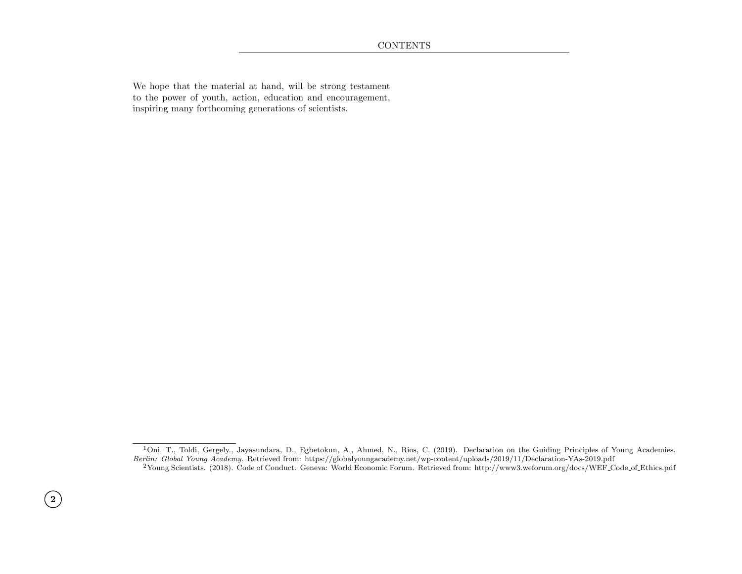We hope that the material at hand, will be strong testament to the power of youth, action, education and encouragement, inspiring many forthcoming generations of scientists.

---

[1] Oni, T., Toldi, Gergely., Jayasundara, D., Egbetokun, A., Ahmed, N., Rios, C. (2019). Declaration on the Guiding Principles of Young Academies. *Berlin: Global Young Academy.* Retrieved from: https://globalyoungacademy.net/wp-content/uploads/2019/11/Declaration-YAs-2019.pdf

[2] Young Scientists. (2018). Code of Conduct. Geneva: World Economic Forum. Retrieved from: http://www3.weforum.org/docs/WEF_Code_of_Ethics.pdf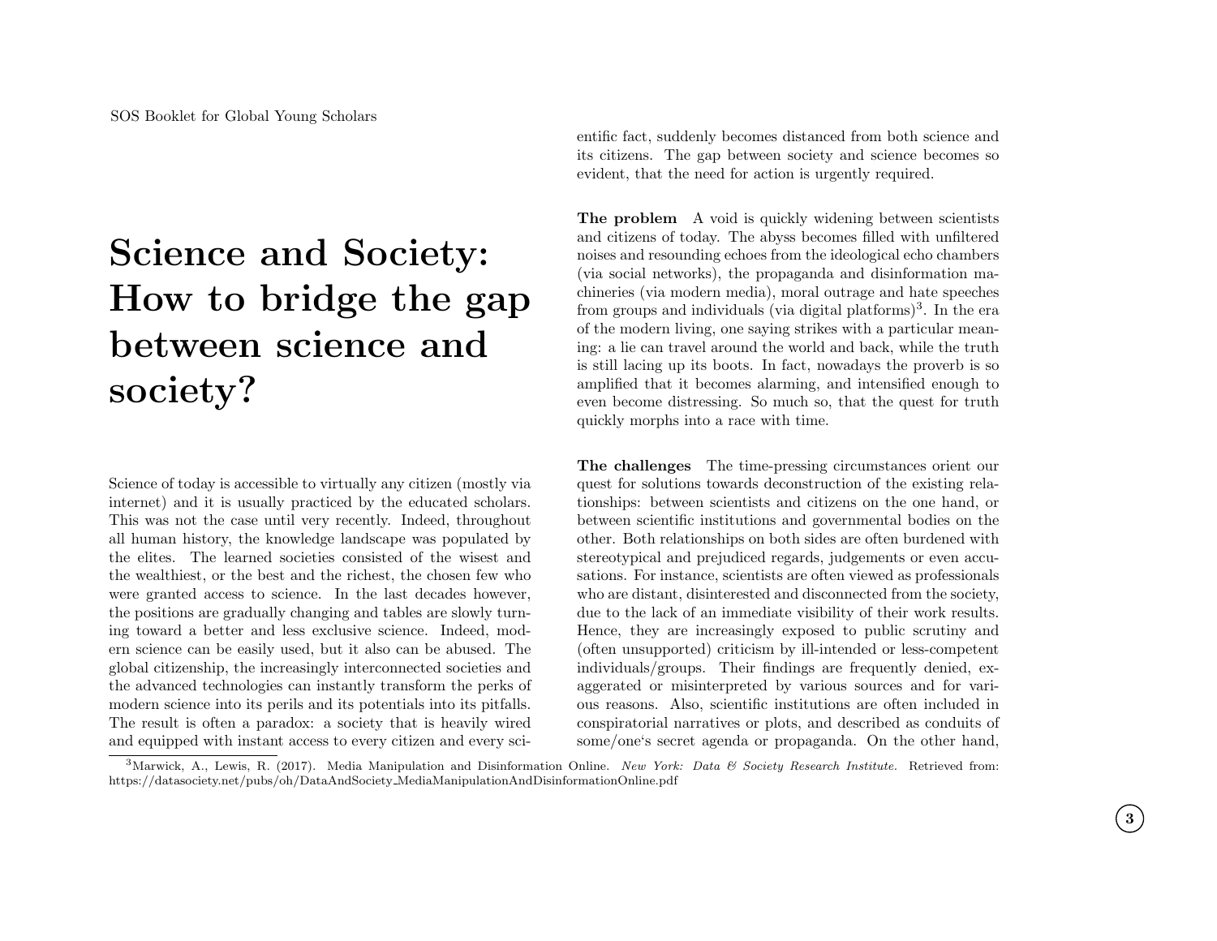# Science and Society: How to bridge the gap between science and society?

Science of today is accessible to virtually any citizen (mostly via internet) and it is usually practiced by the educated scholars. This was not the case until very recently. Indeed, throughout all human history, the knowledge landscape was populated by the elites. The learned societies consisted of the wisest and the wealthiest, or the best and the richest, the chosen few who were granted access to science. In the last decades however, the positions are gradually changing and tables are slowly turning toward a better and less exclusive science. Indeed, modern science can be easily used, but it also can be abused. The global citizenship, the increasingly interconnected societies and the advanced technologies can instantly transform the perks of modern science into its perils and its potentials into its pitfalls. The result is often a paradox: a society that is heavily wired and equipped with instant access to every citizen and every scientific fact, suddenly becomes distanced from both science and its citizens. The gap between society and science becomes so evident, that the need for action is urgently required.

**The problem** A void is quickly widening between scientists and citizens of today. The abyss becomes filled with unfiltered noises and resounding echoes from the ideological echo chambers (via social networks), the propaganda and disinformation machineries (via modern media), moral outrage and hate speeches from groups and individuals (via digital platforms)[3]. In the era of the modern living, one saying strikes with a particular meaning: a lie can travel around the world and back, while the truth is still lacing up its boots. In fact, nowadays the proverb is so amplified that it becomes alarming, and intensified enough to even become distressing. So much so, that the quest for truth quickly morphs into a race with time.

**The challenges** The time-pressing circumstances orient our quest for solutions towards deconstruction of the existing relationships: between scientists and citizens on the one hand, or between scientific institutions and governmental bodies on the other. Both relationships on both sides are often burdened with stereotypical and prejudiced regards, judgements or even accusations. For instance, scientists are often viewed as professionals who are distant, disinterested and disconnected from the society, due to the lack of an immediate visibility of their work results. Hence, they are increasingly exposed to public scrutiny and (often unsupported) criticism by ill-intended or less-competent individuals/groups. Their findings are frequently denied, exaggerated or misinterpreted by various sources and for various reasons. Also, scientific institutions are often included in conspiratorial narratives or plots, and described as conduits of some/one‘s secret agenda or propaganda. On the other hand,

[3] Marwick, A., Lewis, R. (2017). Media Manipulation and Disinformation Online. *New York: Data & Society Research Institute.* Retrieved from: https://datasociety.net/pubs/oh/DataAndSociety_MediaManipulationAndDisinformationOnline.pdf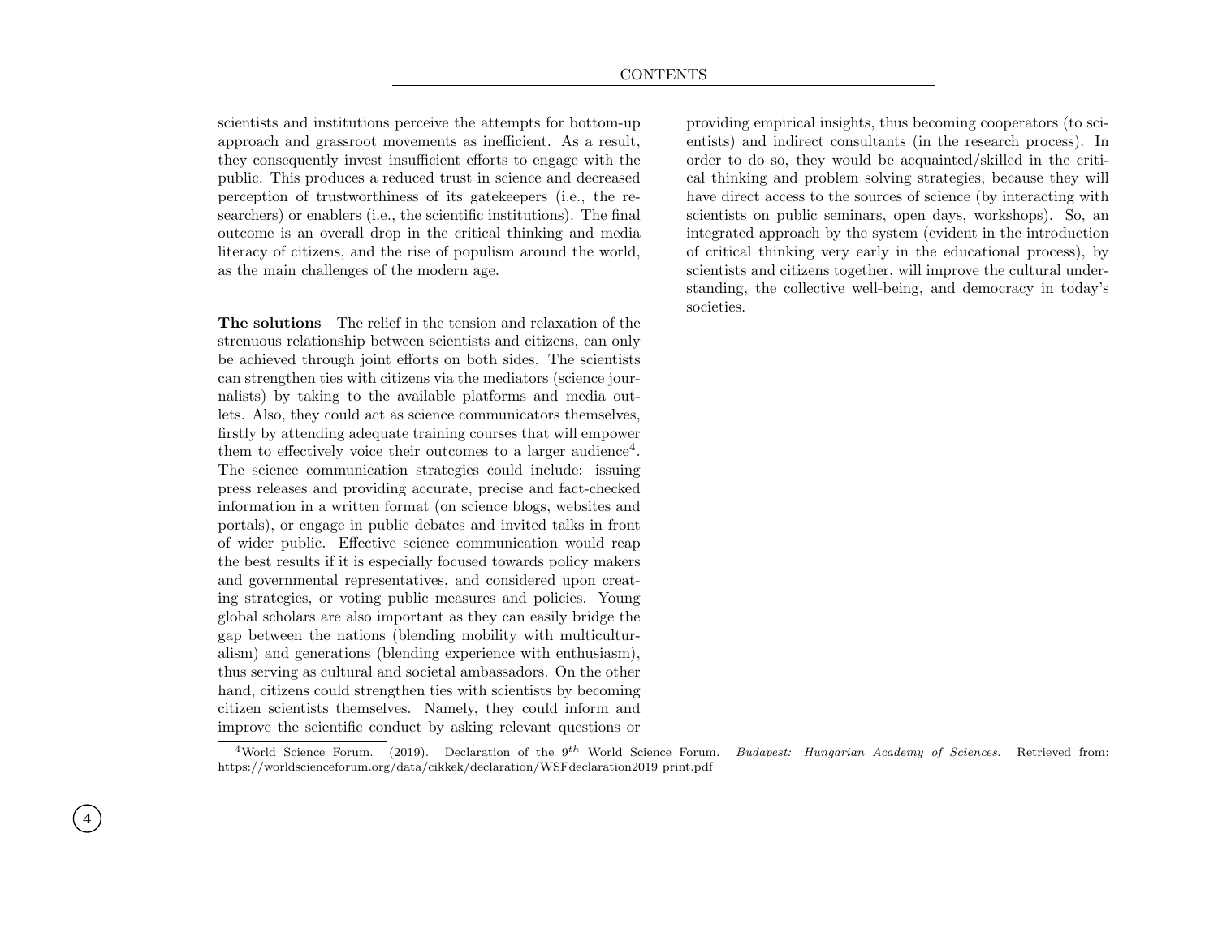scientists and institutions perceive the attempts for bottom-up approach and grassroot movements as inefficient. As a result, they consequently invest insufficient efforts to engage with the public. This produces a reduced trust in science and decreased perception of trustworthiness of its gatekeepers (i.e., the researchers) or enablers (i.e., the scientific institutions). The final outcome is an overall drop in the critical thinking and media literacy of citizens, and the rise of populism around the world, as the main challenges of the modern age.

**The solutions** The relief in the tension and relaxation of the strenuous relationship between scientists and citizens, can only be achieved through joint efforts on both sides. The scientists can strengthen ties with citizens via the mediators (science journalists) by taking to the available platforms and media outlets. Also, they could act as science communicators themselves, firstly by attending adequate training courses that will empower them to effectively voice their outcomes to a larger audience[4]. The science communication strategies could include: issuing press releases and providing accurate, precise and fact-checked information in a written format (on science blogs, websites and portals), or engage in public debates and invited talks in front of wider public. Effective science communication would reap the best results if it is especially focused towards policy makers and governmental representatives, and considered upon creating strategies, or voting public measures and policies. Young global scholars are also important as they can easily bridge the gap between the nations (blending mobility with multiculturalism) and generations (blending experience with enthusiasm), thus serving as cultural and societal ambassadors. On the other hand, citizens could strengthen ties with scientists by becoming citizen scientists themselves. Namely, they could inform and improve the scientific conduct by asking relevant questions or providing empirical insights, thus becoming cooperators (to scientists) and indirect consultants (in the research process). In order to do so, they would be acquainted/skilled in the critical thinking and problem solving strategies, because they will have direct access to the sources of science (by interacting with scientists on public seminars, open days, workshops). So, an integrated approach by the system (evident in the introduction of critical thinking very early in the educational process), by scientists and citizens together, will improve the cultural understanding, the collective well-being, and democracy in today's societies.

[4] World Science Forum. (2019). Declaration of the $9^{th}$ World Science Forum. *Budapest: Hungarian Academy of Sciences.* Retrieved from: https://worldscienceforum.org/data/cikkek/declaration/WSFdeclaration2019_print.pdf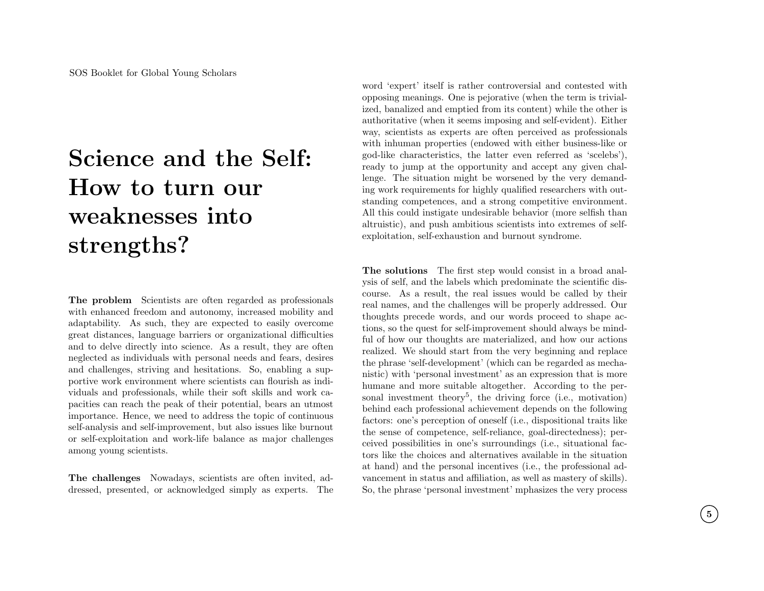# Science and the Self: How to turn our weaknesses into strengths?

**The problem** Scientists are often regarded as professionals with enhanced freedom and autonomy, increased mobility and adaptability. As such, they are expected to easily overcome great distances, language barriers or organizational difficulties and to delve directly into science. As a result, they are often neglected as individuals with personal needs and fears, desires and challenges, striving and hesitations. So, enabling a supportive work environment where scientists can flourish as individuals and professionals, while their soft skills and work capacities can reach the peak of their potential, bears an utmost importance. Hence, we need to address the topic of continuous self-analysis and self-improvement, but also issues like burnout or self-exploitation and work-life balance as major challenges among young scientists.

**The challenges** Nowadays, scientists are often invited, addressed, presented, or acknowledged simply as experts. The word 'expert' itself is rather controversial and contested with opposing meanings. One is pejorative (when the term is trivialized, banalized and emptied from its content) while the other is authoritative (when it seems imposing and self-evident). Either way, scientists as experts are often perceived as professionals with inhuman properties (endowed with either business-like or god-like characteristics, the latter even referred as 'scelebs'), ready to jump at the opportunity and accept any given challenge. The situation might be worsened by the very demanding work requirements for highly qualified researchers with outstanding competences, and a strong competitive environment. All this could instigate undesirable behavior (more selfish than altruistic), and push ambitious scientists into extremes of self-exploitation, self-exhaustion and burnout syndrome.

**The solutions** The first step would consist in a broad analysis of self, and the labels which predominate the scientific discourse. As a result, the real issues would be called by their real names, and the challenges will be properly addressed. Our thoughts precede words, and our words proceed to shape actions, so the quest for self-improvement should always be mindful of how our thoughts are materialized, and how our actions realized. We should start from the very beginning and replace the phrase 'self-development' (which can be regarded as mechanistic) with 'personal investment' as an expression that is more humane and more suitable altogether. According to the personal investment theory[5], the driving force (i.e., motivation) behind each professional achievement depends on the following factors: one's perception of oneself (i.e., dispositional traits like the sense of competence, self-reliance, goal-directedness); perceived possibilities in one's surroundings (i.e., situational factors like the choices and alternatives available in the situation at hand) and the personal incentives (i.e., the professional advancement in status and affiliation, as well as mastery of skills). So, the phrase 'personal investment' mphasizes the very process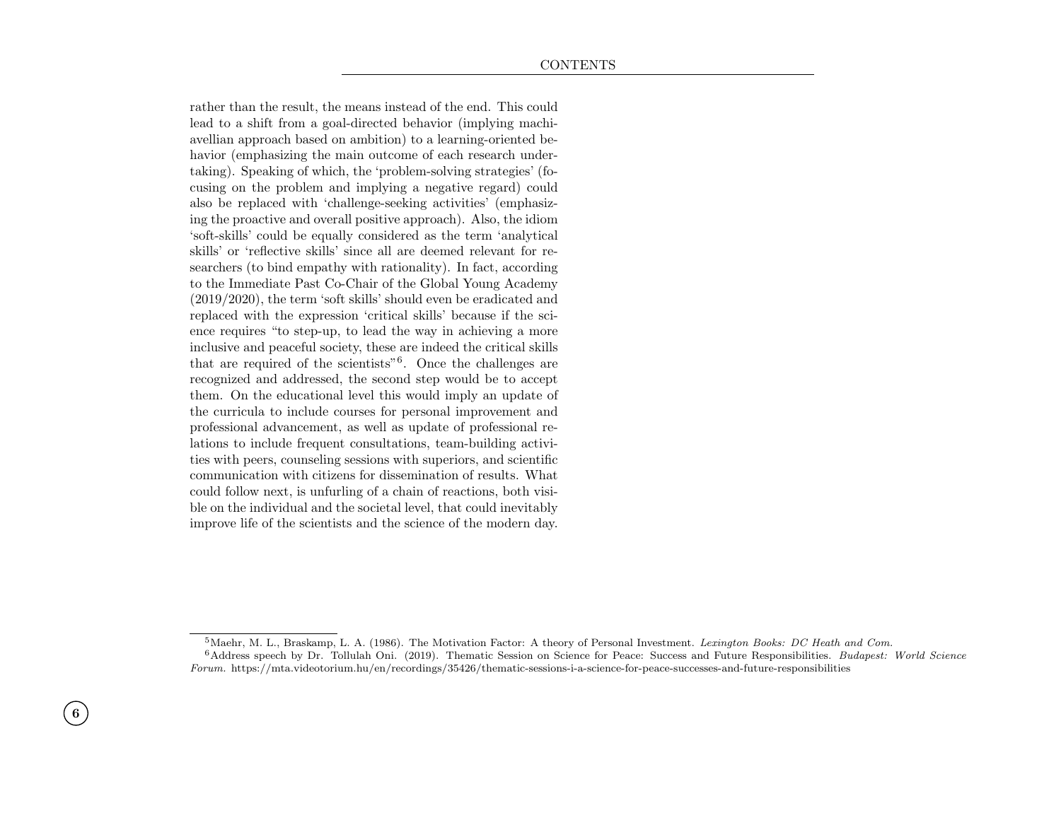rather than the result, the means instead of the end. This could lead to a shift from a goal-directed behavior (implying machiavellian approach based on ambition) to a learning-oriented behavior (emphasizing the main outcome of each research undertaking). Speaking of which, the 'problem-solving strategies' (focusing on the problem and implying a negative regard) could also be replaced with 'challenge-seeking activities' (emphasizing the proactive and overall positive approach). Also, the idiom 'soft-skills' could be equally considered as the term 'analytical skills' or 'reflective skills' since all are deemed relevant for researchers (to bind empathy with rationality). In fact, according to the Immediate Past Co-Chair of the Global Young Academy (2019/2020), the term 'soft skills' should even be eradicated and replaced with the expression 'critical skills' because if the science requires "to step-up, to lead the way in achieving a more inclusive and peaceful society, these are indeed the critical skills that are required of the scientists"[6]. Once the challenges are recognized and addressed, the second step would be to accept them. On the educational level this would imply an update of the curricula to include courses for personal improvement and professional advancement, as well as update of professional relations to include frequent consultations, team-building activities with peers, counseling sessions with superiors, and scientific communication with citizens for dissemination of results. What could follow next, is unfurling of a chain of reactions, both visible on the individual and the societal level, that could inevitably improve life of the scientists and the science of the modern day.

---

[5] Maehr, M. L., Braskamp, L. A. (1986). The Motivation Factor: A theory of Personal Investment. *Lexington Books: DC Heath and Com.*

[6] Address speech by Dr. Tollulah Oni. (2019). Thematic Session on Science for Peace: Success and Future Responsibilities. *Budapest: World Science Forum.* https://mta.videotorium.hu/en/recordings/35426/thematic-sessions-i-a-science-for-peace-successes-and-future-responsibilities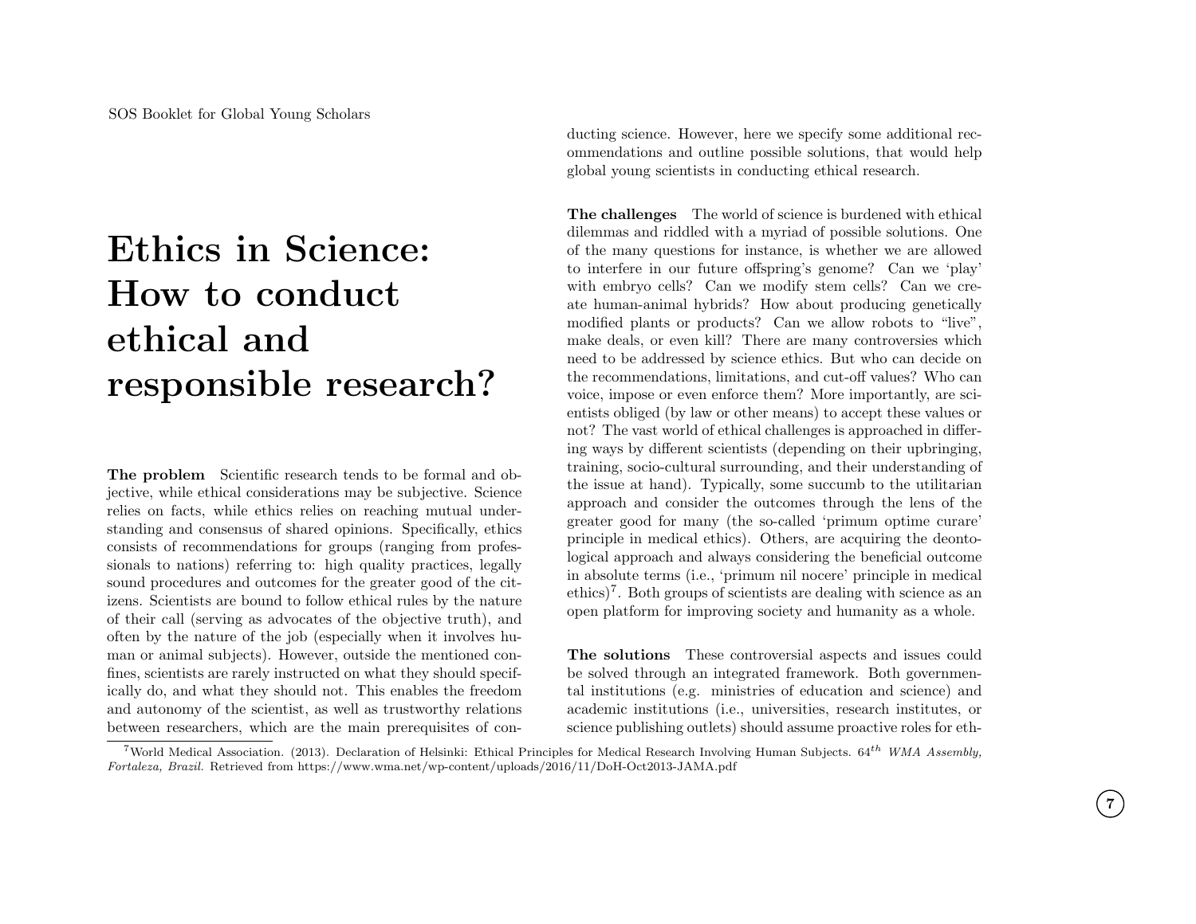# Ethics in Science: How to conduct ethical and responsible research?

**The problem** Scientific research tends to be formal and objective, while ethical considerations may be subjective. Science relies on facts, while ethics relies on reaching mutual understanding and consensus of shared opinions. Specifically, ethics consists of recommendations for groups (ranging from professionals to nations) referring to: high quality practices, legally sound procedures and outcomes for the greater good of the citizens. Scientists are bound to follow ethical rules by the nature of their call (serving as advocates of the objective truth), and often by the nature of the job (especially when it involves human or animal subjects). However, outside the mentioned confines, scientists are rarely instructed on what they should specifically do, and what they should not. This enables the freedom and autonomy of the scientist, as well as trustworthy relations between researchers, which are the main prerequisites of conducting science. However, here we specify some additional recommendations and outline possible solutions, that would help global young scientists in conducting ethical research.

**The challenges** The world of science is burdened with ethical dilemmas and riddled with a myriad of possible solutions. One of the many questions for instance, is whether we are allowed to interfere in our future offspring's genome? Can we 'play' with embryo cells? Can we modify stem cells? Can we create human-animal hybrids? How about producing genetically modified plants or products? Can we allow robots to "live", make deals, or even kill? There are many controversies which need to be addressed by science ethics. But who can decide on the recommendations, limitations, and cut-off values? Who can voice, impose or even enforce them? More importantly, are scientists obliged (by law or other means) to accept these values or not? The vast world of ethical challenges is approached in differing ways by different scientists (depending on their upbringing, training, socio-cultural surrounding, and their understanding of the issue at hand). Typically, some succumb to the utilitarian approach and consider the outcomes through the lens of the greater good for many (the so-called 'primum optime curare' principle in medical ethics). Others, are acquiring the deontological approach and always considering the beneficial outcome in absolute terms (i.e., 'primum nil nocere' principle in medical ethics)[7]. Both groups of scientists are dealing with science as an open platform for improving society and humanity as a whole.

**The solutions** These controversial aspects and issues could be solved through an integrated framework. Both governmental institutions (e.g. ministries of education and science) and academic institutions (i.e., universities, research institutes, or science publishing outlets) should assume proactive roles for eth-

[7] World Medical Association. (2013). Declaration of Helsinki: Ethical Principles for Medical Research Involving Human Subjects. $64^{th}$ *WMA Assembly, Fortaleza, Brazil.* Retrieved from https://www.wma.net/wp-content/uploads/2016/11/DoH-Oct2013-JAMA.pdf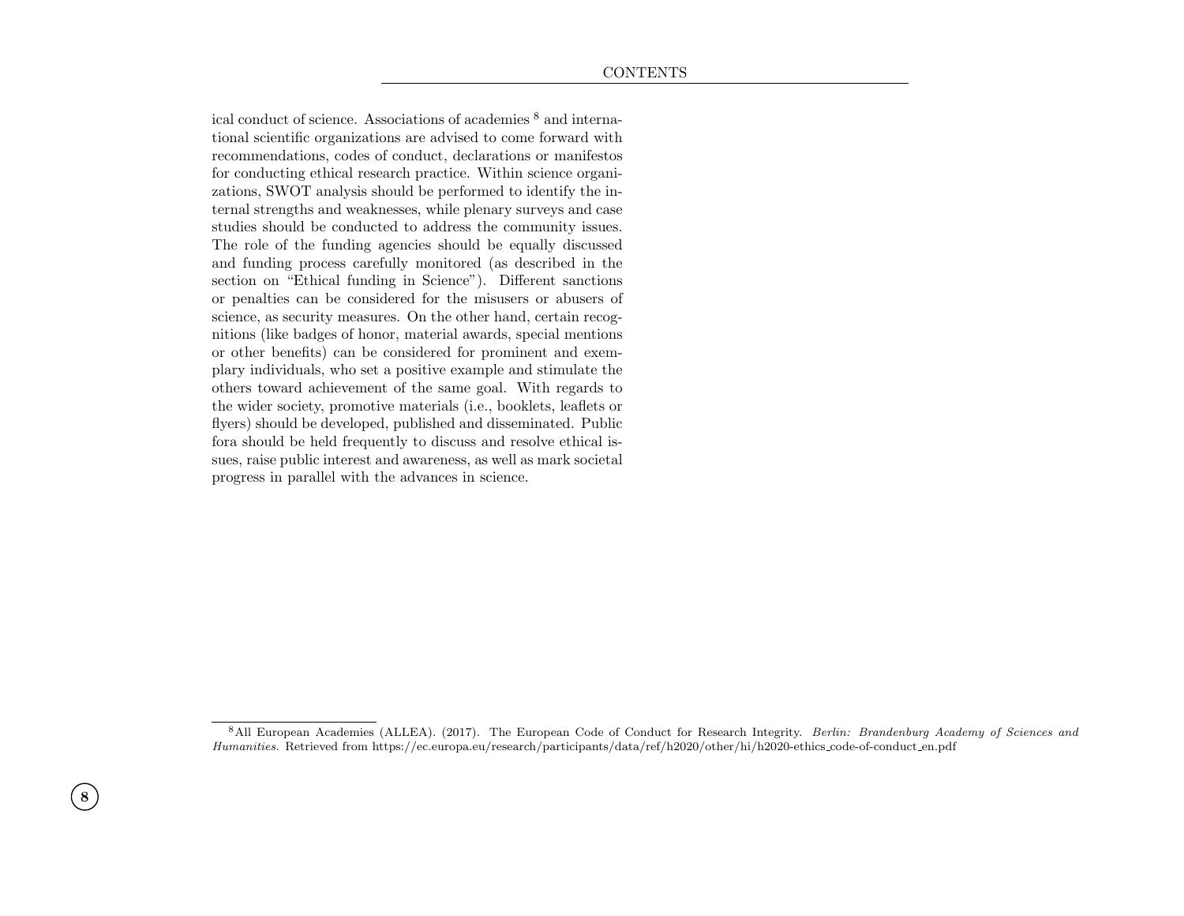ical conduct of science. Associations of academies [8] and international scientific organizations are advised to come forward with recommendations, codes of conduct, declarations or manifestos for conducting ethical research practice. Within science organizations, SWOT analysis should be performed to identify the internal strengths and weaknesses, while plenary surveys and case studies should be conducted to address the community issues. The role of the funding agencies should be equally discussed and funding process carefully monitored (as described in the section on "Ethical funding in Science"). Different sanctions or penalties can be considered for the misusers or abusers of science, as security measures. On the other hand, certain recognitions (like badges of honor, material awards, special mentions or other benefits) can be considered for prominent and exemplary individuals, who set a positive example and stimulate the others toward achievement of the same goal. With regards to the wider society, promotive materials (i.e., booklets, leaflets or flyers) should be developed, published and disseminated. Public fora should be held frequently to discuss and resolve ethical issues, raise public interest and awareness, as well as mark societal progress in parallel with the advances in science.

[8] All European Academies (ALLEA). (2017). The European Code of Conduct for Research Integrity. *Berlin: Brandenburg Academy of Sciences and Humanities.* Retrieved from https://ec.europa.eu/research/participants/data/ref/h2020/other/hi/h2020-ethics_code-of-conduct_en.pdf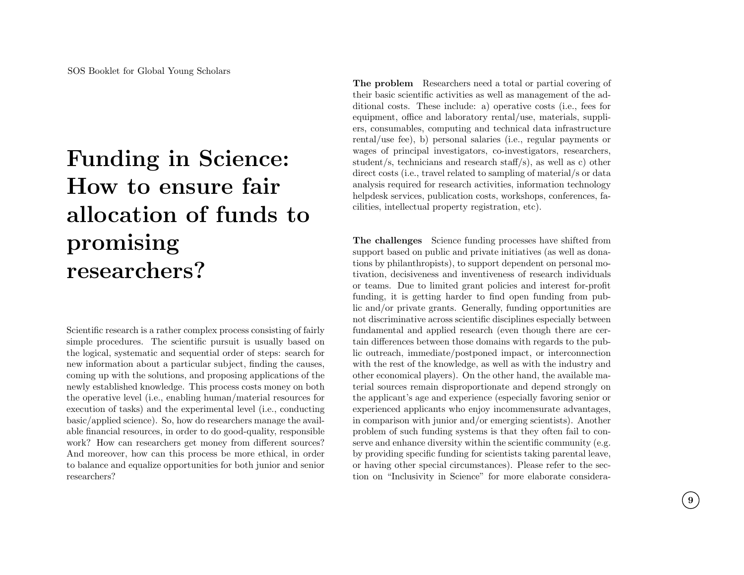# Funding in Science: How to ensure fair allocation of funds to promising researchers?

Scientific research is a rather complex process consisting of fairly simple procedures. The scientific pursuit is usually based on the logical, systematic and sequential order of steps: search for new information about a particular subject, finding the causes, coming up with the solutions, and proposing applications of the newly established knowledge. This process costs money on both the operative level (i.e., enabling human/material resources for execution of tasks) and the experimental level (i.e., conducting basic/applied science). So, how do researchers manage the available financial resources, in order to do good-quality, responsible work? How can researchers get money from different sources? And moreover, how can this process be more ethical, in order to balance and equalize opportunities for both junior and senior researchers?

**The problem** Researchers need a total or partial covering of their basic scientific activities as well as management of the additional costs. These include: a) operative costs (i.e., fees for equipment, office and laboratory rental/use, materials, suppliers, consumables, computing and technical data infrastructure rental/use fee), b) personal salaries (i.e., regular payments or wages of principal investigators, co-investigators, researchers, student/s, technicians and research staff/s), as well as c) other direct costs (i.e., travel related to sampling of material/s or data analysis required for research activities, information technology helpdesk services, publication costs, workshops, conferences, facilities, intellectual property registration, etc).

**The challenges** Science funding processes have shifted from support based on public and private initiatives (as well as donations by philanthropists), to support dependent on personal motivation, decisiveness and inventiveness of research individuals or teams. Due to limited grant policies and interest for-profit funding, it is getting harder to find open funding from public and/or private grants. Generally, funding opportunities are not discriminative across scientific disciplines especially between fundamental and applied research (even though there are certain differences between those domains with regards to the public outreach, immediate/postponed impact, or interconnection with the rest of the knowledge, as well as with the industry and other economical players). On the other hand, the available material sources remain disproportionate and depend strongly on the applicant's age and experience (especially favoring senior or experienced applicants who enjoy incommensurate advantages, in comparison with junior and/or emerging scientists). Another problem of such funding systems is that they often fail to conserve and enhance diversity within the scientific community (e.g. by providing specific funding for scientists taking parental leave, or having other special circumstances). Please refer to the section on "Inclusivity in Science" for more elaborate considera-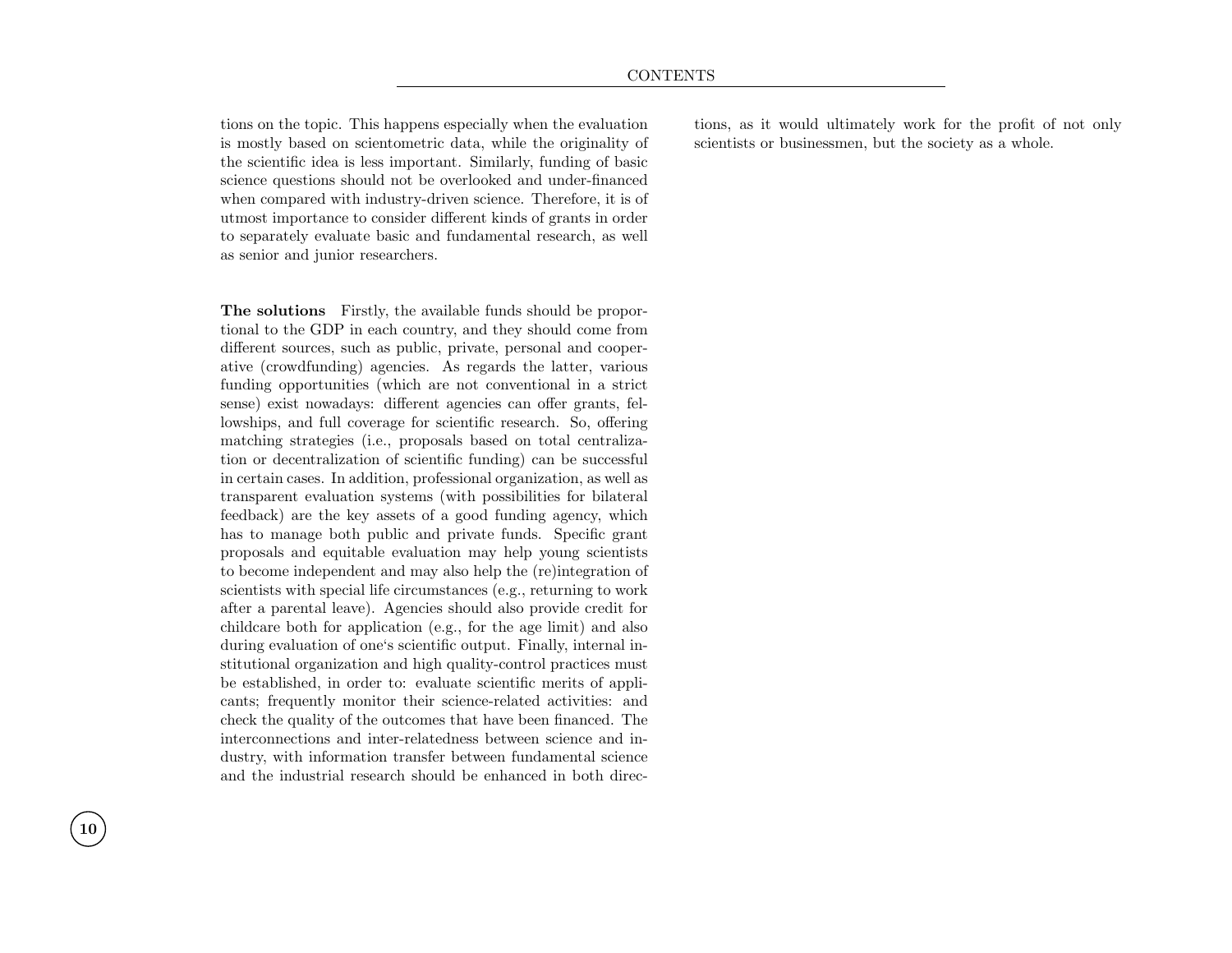tions on the topic. This happens especially when the evaluation is mostly based on scientometric data, while the originality of the scientific idea is less important. Similarly, funding of basic science questions should not be overlooked and under-financed when compared with industry-driven science. Therefore, it is of utmost importance to consider different kinds of grants in order to separately evaluate basic and fundamental research, as well as senior and junior researchers.

**The solutions** Firstly, the available funds should be proportional to the GDP in each country, and they should come from different sources, such as public, private, personal and cooperative (crowdfunding) agencies. As regards the latter, various funding opportunities (which are not conventional in a strict sense) exist nowadays: different agencies can offer grants, fellowships, and full coverage for scientific research. So, offering matching strategies (i.e., proposals based on total centralization or decentralization of scientific funding) can be successful in certain cases. In addition, professional organization, as well as transparent evaluation systems (with possibilities for bilateral feedback) are the key assets of a good funding agency, which has to manage both public and private funds. Specific grant proposals and equitable evaluation may help young scientists to become independent and may also help the (re)integration of scientists with special life circumstances (e.g., returning to work after a parental leave). Agencies should also provide credit for childcare both for application (e.g., for the age limit) and also during evaluation of one's scientific output. Finally, internal institutional organization and high quality-control practices must be established, in order to: evaluate scientific merits of applicants; frequently monitor their science-related activities: and check the quality of the outcomes that have been financed. The interconnections and inter-relatedness between science and industry, with information transfer between fundamental science and the industrial research should be enhanced in both directions, as it would ultimately work for the profit of not only scientists or businessmen, but the society as a whole.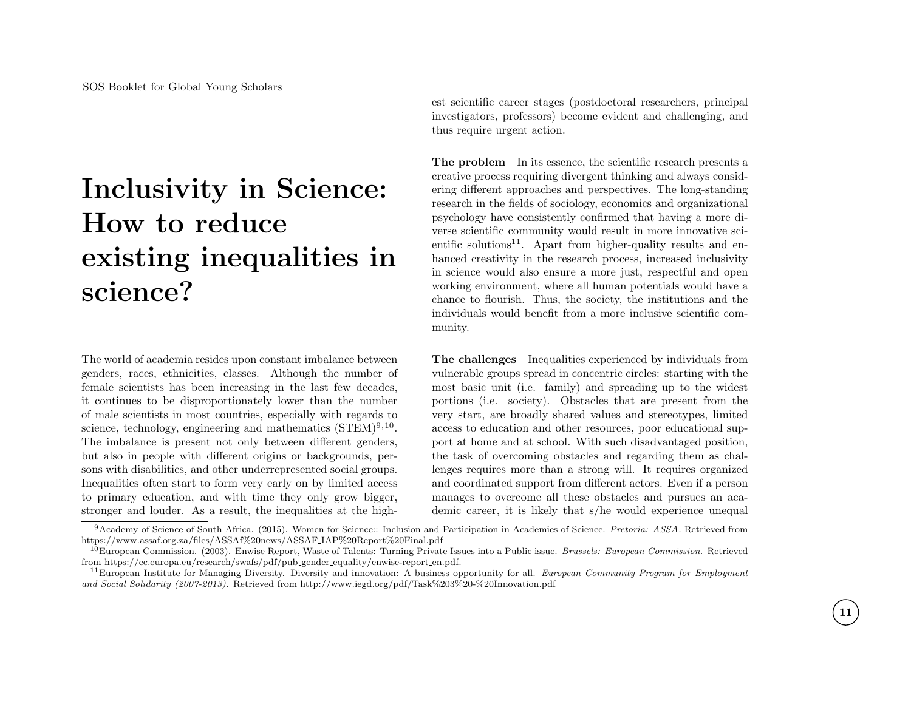# Inclusivity in Science: How to reduce existing inequalities in science?

The world of academia resides upon constant imbalance between genders, races, ethnicities, classes. Although the number of female scientists has been increasing in the last few decades, it continues to be disproportionately lower than the number of male scientists in most countries, especially with regards to science, technology, engineering and mathematics (STEM)[9,10]. The imbalance is present not only between different genders, but also in people with different origins or backgrounds, persons with disabilities, and other underrepresented social groups. Inequalities often start to form very early on by limited access to primary education, and with time they only grow bigger, stronger and louder. As a result, the inequalities at the highest scientific career stages (postdoctoral researchers, principal investigators, professors) become evident and challenging, and thus require urgent action.

**The problem** In its essence, the scientific research presents a creative process requiring divergent thinking and always considering different approaches and perspectives. The long-standing research in the fields of sociology, economics and organizational psychology have consistently confirmed that having a more diverse scientific community would result in more innovative scientific solutions[11]. Apart from higher-quality results and enhanced creativity in the research process, increased inclusivity in science would also ensure a more just, respectful and open working environment, where all human potentials would have a chance to flourish. Thus, the society, the institutions and the individuals would benefit from a more inclusive scientific community.

**The challenges** Inequalities experienced by individuals from vulnerable groups spread in concentric circles: starting with the most basic unit (i.e. family) and spreading up to the widest portions (i.e. society). Obstacles that are present from the very start, are broadly shared values and stereotypes, limited access to education and other resources, poor educational support at home and at school. With such disadvantaged position, the task of overcoming obstacles and regarding them as challenges requires more than a strong will. It requires organized and coordinated support from different actors. Even if a person manages to overcome all these obstacles and pursues an academic career, it is likely that s/he would experience unequal

---

[9] Academy of Science of South Africa. (2015). Women for Science:: Inclusion and Participation in Academies of Science. *Pretoria: ASSA*. Retrieved from https://www.assaf.org.za/files/ASSAf%20news/ASSAF_IAP%20Report%20Final.pdf

[10] European Commission. (2003). Enwise Report, Waste of Talents: Turning Private Issues into a Public issue. *Brussels: European Commission.* Retrieved from https://ec.europa.eu/research/swafs/pdf/pub_gender_equality/enwise-report_en.pdf.

[11] European Institute for Managing Diversity. Diversity and innovation: A business opportunity for all. *European Community Program for Employment and Social Solidarity (2007-2013).* Retrieved from http://www.iegd.org/pdf/Task%203%20-%20Innovation.pdf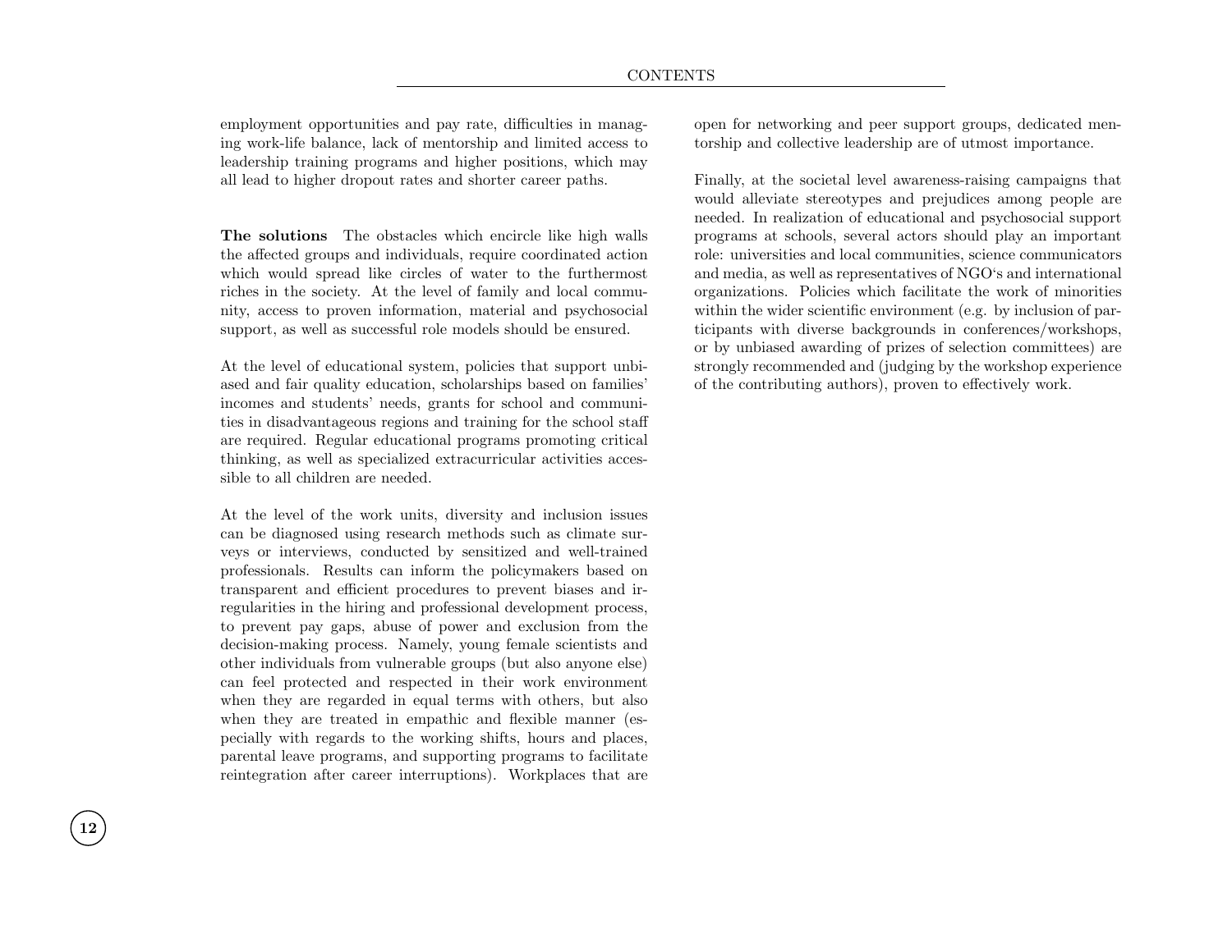employment opportunities and pay rate, difficulties in managing work-life balance, lack of mentorship and limited access to leadership training programs and higher positions, which may all lead to higher dropout rates and shorter career paths.

**The solutions** The obstacles which encircle like high walls the affected groups and individuals, require coordinated action which would spread like circles of water to the furthermost riches in the society. At the level of family and local community, access to proven information, material and psychosocial support, as well as successful role models should be ensured.

At the level of educational system, policies that support unbiased and fair quality education, scholarships based on families' incomes and students' needs, grants for school and communities in disadvantageous regions and training for the school staff are required. Regular educational programs promoting critical thinking, as well as specialized extracurricular activities accessible to all children are needed.

At the level of the work units, diversity and inclusion issues can be diagnosed using research methods such as climate surveys or interviews, conducted by sensitized and well-trained professionals. Results can inform the policymakers based on transparent and efficient procedures to prevent biases and irregularities in the hiring and professional development process, to prevent pay gaps, abuse of power and exclusion from the decision-making process. Namely, young female scientists and other individuals from vulnerable groups (but also anyone else) can feel protected and respected in their work environment when they are regarded in equal terms with others, but also when they are treated in empathic and flexible manner (especially with regards to the working shifts, hours and places, parental leave programs, and supporting programs to facilitate reintegration after career interruptions). Workplaces that are open for networking and peer support groups, dedicated mentorship and collective leadership are of utmost importance.

Finally, at the societal level awareness-raising campaigns that would alleviate stereotypes and prejudices among people are needed. In realization of educational and psychosocial support programs at schools, several actors should play an important role: universities and local communities, science communicators and media, as well as representatives of NGO‘s and international organizations. Policies which facilitate the work of minorities within the wider scientific environment (e.g. by inclusion of participants with diverse backgrounds in conferences/workshops, or by unbiased awarding of prizes of selection committees) are strongly recommended and (judging by the workshop experience of the contributing authors), proven to effectively work.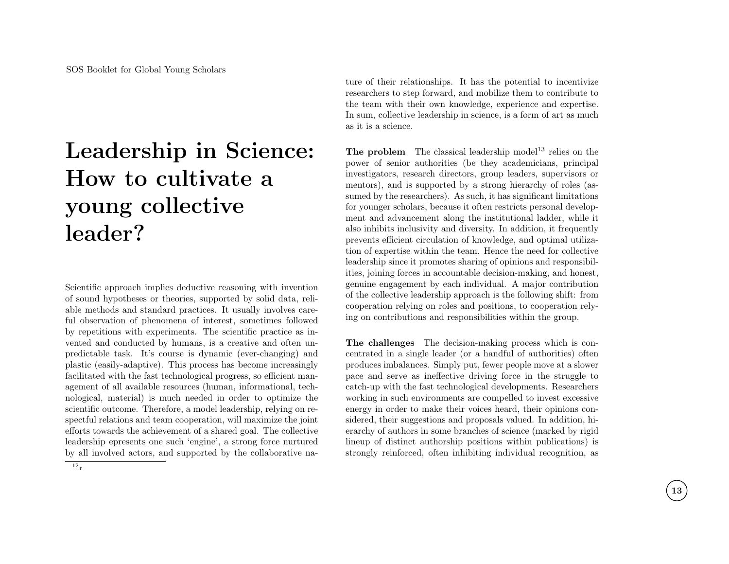# Leadership in Science: How to cultivate a young collective leader?

Scientific approach implies deductive reasoning with invention of sound hypotheses or theories, supported by solid data, reliable methods and standard practices. It usually involves careful observation of phenomena of interest, sometimes followed by repetitions with experiments. The scientific practice as invented and conducted by humans, is a creative and often unpredictable task. It's course is dynamic (ever-changing) and plastic (easily-adaptive). This process has become increasingly facilitated with the fast technological progress, so efficient management of all available resources (human, informational, technological, material) is much needed in order to optimize the scientific outcome. Therefore, a model leadership, relying on respectful relations and team cooperation, will maximize the joint efforts towards the achievement of a shared goal. The collective leadership epresents one such 'engine', a strong force nurtured by all involved actors, and supported by the collaborative nature of their relationships. It has the potential to incentivize researchers to step forward, and mobilize them to contribute to the team with their own knowledge, experience and expertise. In sum, collective leadership in science, is a form of art as much as it is a science.

**The problem** The classical leadership model[13] relies on the power of senior authorities (be they academicians, principal investigators, research directors, group leaders, supervisors or mentors), and is supported by a strong hierarchy of roles (assumed by the researchers). As such, it has significant limitations for younger scholars, because it often restricts personal development and advancement along the institutional ladder, while it also inhibits inclusivity and diversity. In addition, it frequently prevents efficient circulation of knowledge, and optimal utilization of expertise within the team. Hence the need for collective leadership since it promotes sharing of opinions and responsibilities, joining forces in accountable decision-making, and honest, genuine engagement by each individual. A major contribution of the collective leadership approach is the following shift: from cooperation relying on roles and positions, to cooperation relying on contributions and responsibilities within the group.

**The challenges** The decision-making process which is concentrated in a single leader (or a handful of authorities) often produces imbalances. Simply put, fewer people move at a slower pace and serve as ineffective driving force in the struggle to catch-up with the fast technological developments. Researchers working in such environments are compelled to invest excessive energy in order to make their voices heard, their opinions considered, their suggestions and proposals valued. In addition, hierarchy of authors in some branches of science (marked by rigid lineup of distinct authorship positions within publications) is strongly reinforced, often inhibiting individual recognition, as

[12] r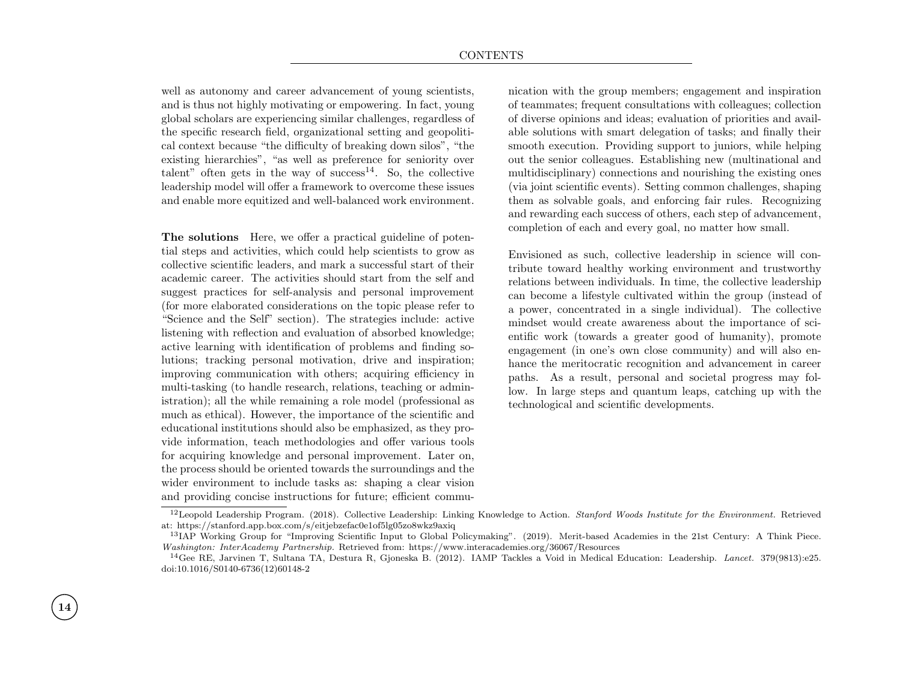well as autonomy and career advancement of young scientists, and is thus not highly motivating or empowering. In fact, young global scholars are experiencing similar challenges, regardless of the specific research field, organizational setting and geopolitical context because "the difficulty of breaking down silos", "the existing hierarchies", "as well as preference for seniority over talent" often gets in the way of success[14]. So, the collective leadership model will offer a framework to overcome these issues and enable more equitized and well-balanced work environment.

**The solutions** Here, we offer a practical guideline of potential steps and activities, which could help scientists to grow as collective scientific leaders, and mark a successful start of their academic career. The activities should start from the self and suggest practices for self-analysis and personal improvement (for more elaborated considerations on the topic please refer to "Science and the Self" section). The strategies include: active listening with reflection and evaluation of absorbed knowledge; active learning with identification of problems and finding solutions; tracking personal motivation, drive and inspiration; improving communication with others; acquiring efficiency in multi-tasking (to handle research, relations, teaching or administration); all the while remaining a role model (professional as much as ethical). However, the importance of the scientific and educational institutions should also be emphasized, as they provide information, teach methodologies and offer various tools for acquiring knowledge and personal improvement. Later on, the process should be oriented towards the surroundings and the wider environment to include tasks as: shaping a clear vision and providing concise instructions for future; efficient communication with the group members; engagement and inspiration of teammates; frequent consultations with colleagues; collection of diverse opinions and ideas; evaluation of priorities and available solutions with smart delegation of tasks; and finally their smooth execution. Providing support to juniors, while helping out the senior colleagues. Establishing new (multinational and multidisciplinary) connections and nourishing the existing ones (via joint scientific events). Setting common challenges, shaping them as solvable goals, and enforcing fair rules. Recognizing and rewarding each success of others, each step of advancement, completion of each and every goal, no matter how small.

Envisioned as such, collective leadership in science will contribute toward healthy working environment and trustworthy relations between individuals. In time, the collective leadership can become a lifestyle cultivated within the group (instead of a power, concentrated in a single individual). The collective mindset would create awareness about the importance of scientific work (towards a greater good of humanity), promote engagement (in one's own close community) and will also enhance the meritocratic recognition and advancement in career paths. As a result, personal and societal progress may follow. In large steps and quantum leaps, catching up with the technological and scientific developments.

---

[12] Leopold Leadership Program. (2018). Collective Leadership: Linking Knowledge to Action. *Stanford Woods Institute for the Environment.* Retrieved at: https://stanford.app.box.com/s/eitjebzefac0e1of5lg05zo8wkz9axiq

[13] IAP Working Group for "Improving Scientific Input to Global Policymaking". (2019). Merit-based Academies in the 21st Century: A Think Piece. *Washington: InterAcademy Partnership.* Retrieved from: https://www.interacademies.org/36067/Resources

[14] Gee RE, Jarvinen T, Sultana TA, Destura R, Gjoneska B. (2012). IAMP Tackles a Void in Medical Education: Leadership. *Lancet.* 379(9813):e25. doi:10.1016/S0140-6736(12)60148-2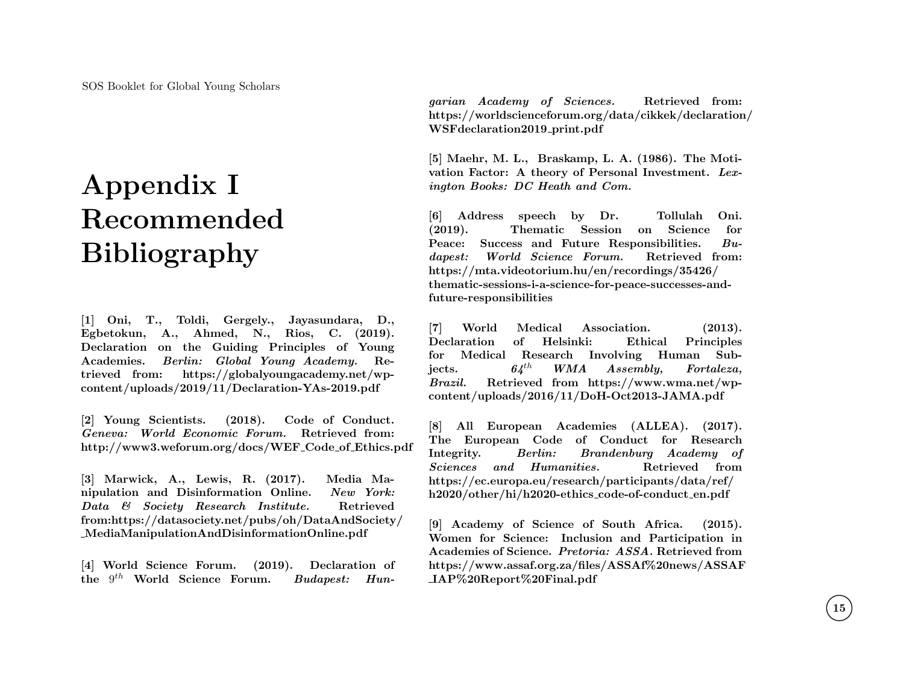# Appendix I Recommended Bibliography

**[1] Oni, T., Toldi, Gergely., Jayasundara, D., Egbetokun, A., Ahmed, N., Rios, C. (2019). Declaration on the Guiding Principles of Young Academies. *Berlin: Global Young Academy.* Retrieved from: https://globalyoungacademy.net/wp-content/uploads/2019/11/Declaration-YAs-2019.pdf**

**[2] Young Scientists. (2018). Code of Conduct. *Geneva: World Economic Forum.* Retrieved from: http://www3.weforum.org/docs/WEF_Code_of_Ethics.pdf**

**[3] Marwick, A., Lewis, R. (2017). Media Manipulation and Disinformation Online. *New York: Data & Society Research Institute.* Retrieved from:https://datasociety.net/pubs/oh/DataAndSociety/_MediaManipulationAndDisinformationOnline.pdf**

**[4] World Science Forum. (2019). Declaration of the $9^{th}$ World Science Forum. *Budapest: Hungarian Academy of Sciences.* Retrieved from: https://worldscienceforum.org/data/cikkek/declaration/WSFdeclaration2019_print.pdf**

**[5] Maehr, M. L., Braskamp, L. A. (1986). The Motivation Factor: A theory of Personal Investment. *Lexington Books: DC Heath and Com.***

**[6] Address speech by Dr. Tollulah Oni. (2019). Thematic Session on Science for Peace: Success and Future Responsibilities. *Budapest: World Science Forum.* Retrieved from: https://mta.videotorium.hu/en/recordings/35426/thematic-sessions-i-a-science-for-peace-successes-and-future-responsibilities**

**[7] World Medical Association. (2013). Declaration of Helsinki: Ethical Principles for Medical Research Involving Human Subjects. *$64^{th}$ WMA Assembly, Fortaleza, Brazil.* Retrieved from https://www.wma.net/wp-content/uploads/2016/11/DoH-Oct2013-JAMA.pdf**

**[8] All European Academies (ALLEA). (2017). The European Code of Conduct for Research Integrity. *Berlin: Brandenburg Academy of Sciences and Humanities.* Retrieved from https://ec.europa.eu/research/participants/data/ref/h2020/other/hi/h2020-ethics_code-of-conduct_en.pdf**

**[9] Academy of Science of South Africa. (2015). Women for Science: Inclusion and Participation in Academies of Science. *Pretoria: ASSA.* Retrieved from https://www.assaf.org.za/files/ASSAf%20news/ASSAF_IAP%20Report%20Final.pdf**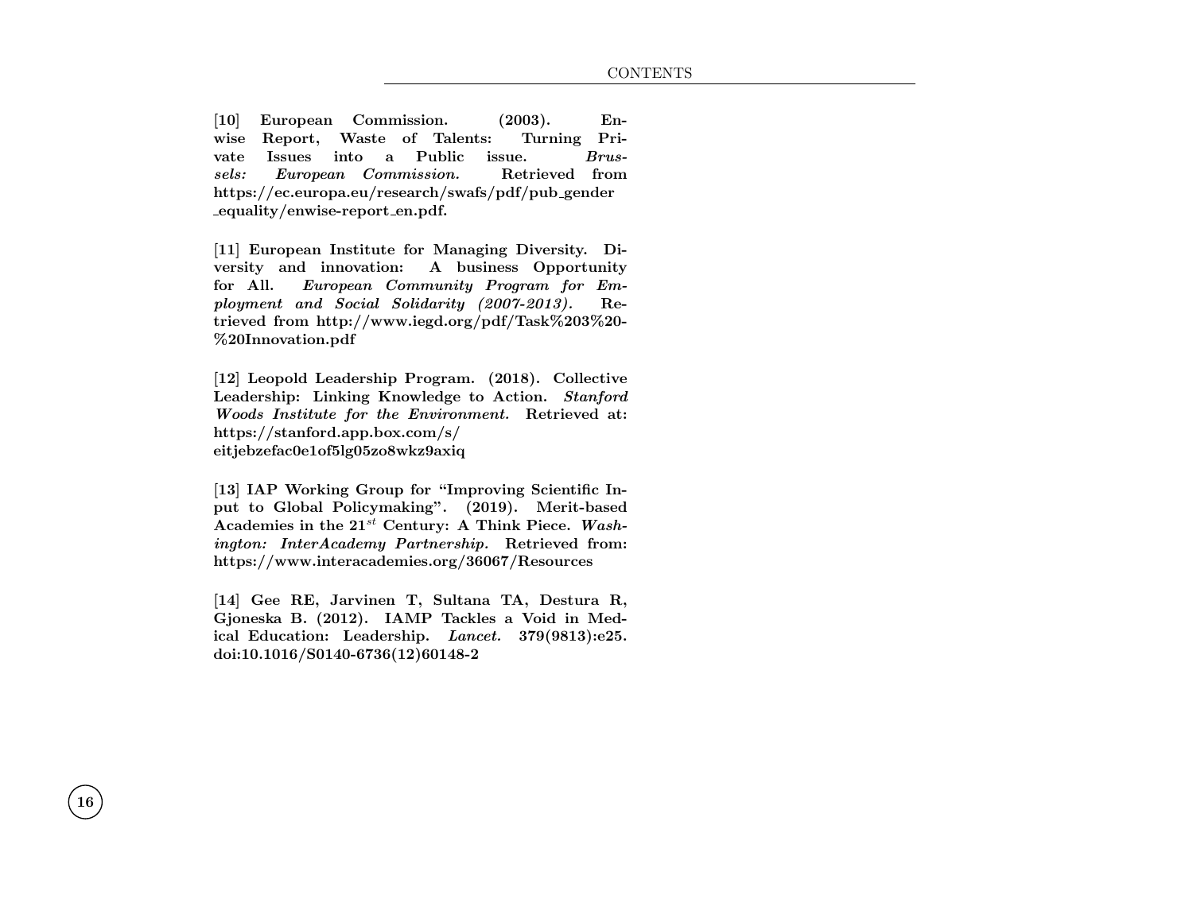**[10] European Commission. (2003). Enwise Report, Waste of Talents: Turning Private Issues into a Public issue. *Brussels: European Commission.* Retrieved from https://ec.europa.eu/research/swafs/pdf/pub_gender_equality/enwise-report_en.pdf.**

**[11] European Institute for Managing Diversity. Diversity and innovation: A business Opportunity for All. *European Community Program for Employment and Social Solidarity (2007-2013).* Retrieved from http://www.iegd.org/pdf/Task%203%20-%20Innovation.pdf**

**[12] Leopold Leadership Program. (2018). Collective Leadership: Linking Knowledge to Action. *Stanford Woods Institute for the Environment.* Retrieved at: https://stanford.app.box.com/s/eitjebzefac0e1of5lg05zo8wkz9axiq**

**[13] IAP Working Group for "Improving Scientific Input to Global Policymaking". (2019). Merit-based Academies in the 21$^{st}$ Century: A Think Piece. *Washington: InterAcademy Partnership.* Retrieved from: https://www.interacademies.org/36067/Resources**

**[14] Gee RE, Jarvinen T, Sultana TA, Destura R, Gjoneska B. (2012). IAMP Tackles a Void in Medical Education: Leadership. *Lancet.* 379(9813):e25. doi:10.1016/S0140-6736(12)60148-2**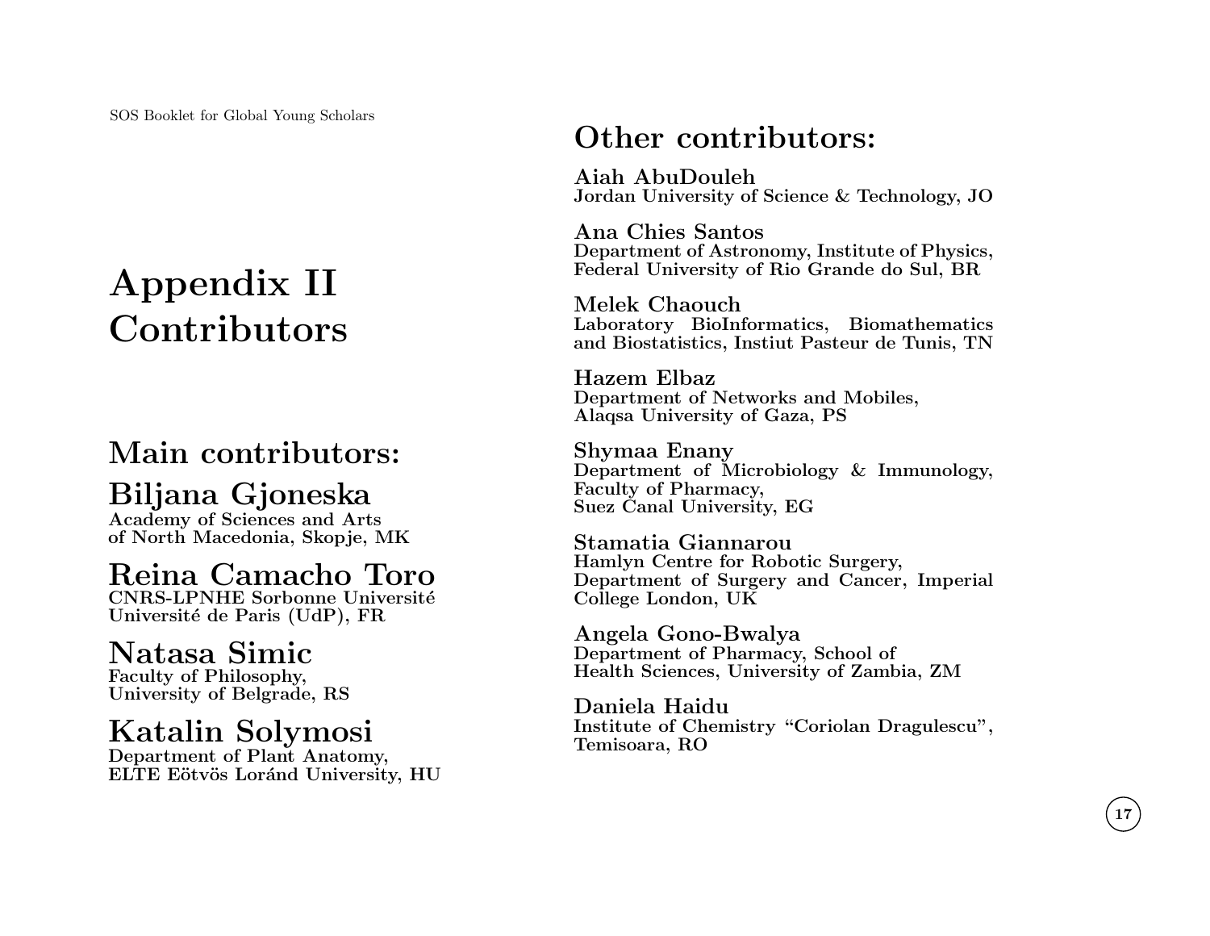# Appendix II Contributors

## Main contributors:

### Biljana Gjoneska
**Academy of Sciences and Arts of North Macedonia, Skopje, MK**

### Reina Camacho Toro
**CNRS-LPNHE Sorbonne Université Université de Paris (UdP), FR**

### Natasa Simic
**Faculty of Philosophy, University of Belgrade, RS**

### Katalin Solymosi
**Department of Plant Anatomy, ELTE Eötvös Loránd University, HU**

## Other contributors:

**Aiah AbuDouleh**
**Jordan University of Science & Technology, JO**

**Ana Chies Santos**
**Department of Astronomy, Institute of Physics, Federal University of Rio Grande do Sul, BR**

**Melek Chaouch**
**Laboratory BioInformatics, Biomathematics and Biostatistics, Instiut Pasteur de Tunis, TN**

**Hazem Elbaz**
**Department of Networks and Mobiles, Alaqsa University of Gaza, PS**

**Shymaa Enany**
**Department of Microbiology & Immunology, Faculty of Pharmacy, Suez Canal University, EG**

**Stamatia Giannarou**
**Hamlyn Centre for Robotic Surgery, Department of Surgery and Cancer, Imperial College London, UK**

**Angela Gono-Bwalya**
**Department of Pharmacy, School of Health Sciences, University of Zambia, ZM**

**Daniela Haidu**
**Institute of Chemistry "Coriolan Dragulescu", Temisoara, RO**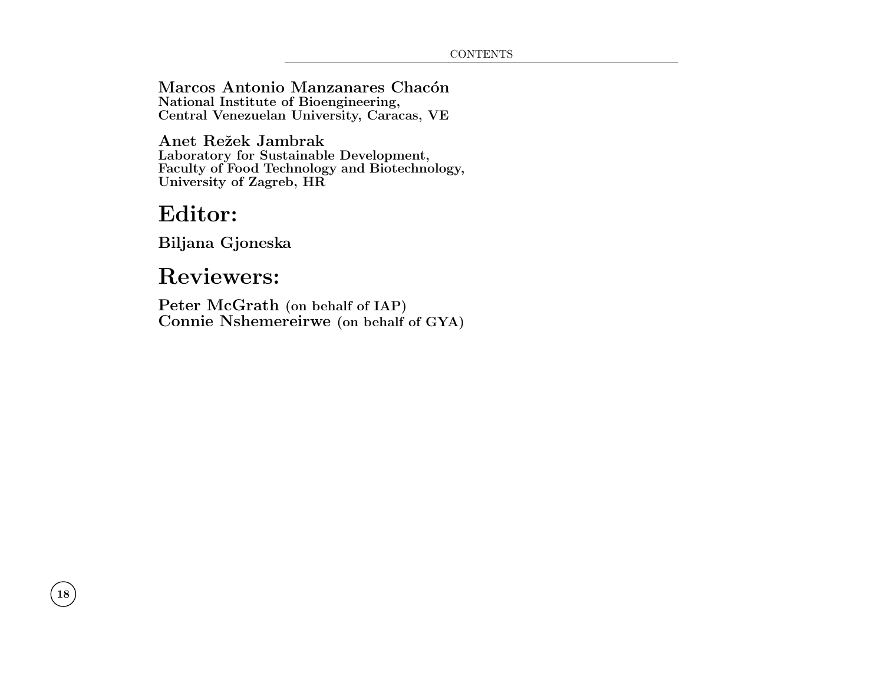**Marcos Antonio Manzanares Chacón**
**National Institute of Bioengineering,**
**Central Venezuelan University, Caracas, VE**

**Anet Režek Jambrak**
**Laboratory for Sustainable Development,**
**Faculty of Food Technology and Biotechnology,**
**University of Zagreb, HR**

# Editor:

**Biljana Gjoneska**

# Reviewers:

**Peter McGrath** **(on behalf of IAP)**
**Connie Nshemereirwe** **(on behalf of GYA)**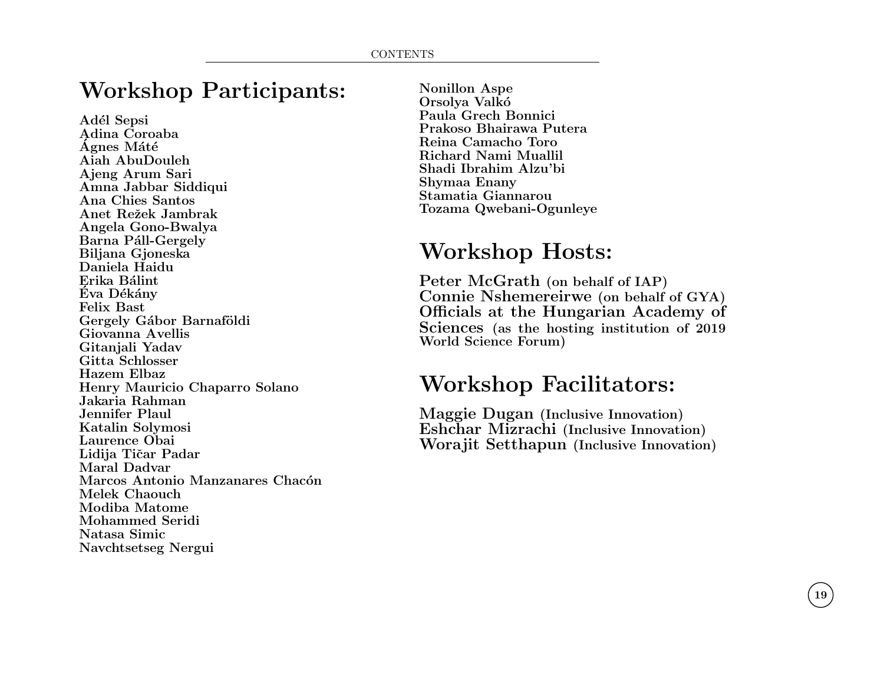# Workshop Participants:

**Adél Sepsi**
**Adina Coroaba**
**Ágnes Máté**
**Aiah AbuDouleh**
**Ajeng Arum Sari**
**Amna Jabbar Siddiqui**
**Ana Chies Santos**
**Anet Režek Jambrak**
**Angela Gono-Bwalya**
**Barna Páll-Gergely**
**Biljana Gjoneska**
**Daniela Haidu**
**Erika Bálint**
**Éva Dékány**
**Felix Bast**
**Gergely Gábor Barnaföldi**
**Giovanna Avellis**
**Gitanjali Yadav**
**Gitta Schlosser**
**Hazem Elbaz**
**Henry Mauricio Chaparro Solano**
**Jakaria Rahman**
**Jennifer Plaul**
**Katalin Solymosi**
**Laurence Obai**
**Lidija Tičar Padar**
**Maral Dadvar**
**Marcos Antonio Manzanares Chacón**
**Melek Chaouch**
**Modiba Matome**
**Mohammed Seridi**
**Natasa Simic**
**Navchtsetseg Nergui**
**Nonillon Aspe**
**Orsolya Valkó**
**Paula Grech Bonnici**
**Prakoso Bhairawa Putera**
**Reina Camacho Toro**
**Richard Nami Muallil**
**Shadi Ibrahim Alzu'bi**
**Shymaa Enany**
**Stamatia Giannarou**
**Tozama Qwebani-Ogunleye**

# Workshop Hosts:

**Peter McGrath** (on behalf of IAP)
**Connie Nshemereirwe** (on behalf of GYA)
**Officials at the Hungarian Academy of Sciences** (as the hosting institution of 2019 World Science Forum)

# Workshop Facilitators:

**Maggie Dugan** (Inclusive Innovation)
**Eshchar Mizrachi** (Inclusive Innovation)
**Worajit Setthapun** (Inclusive Innovation)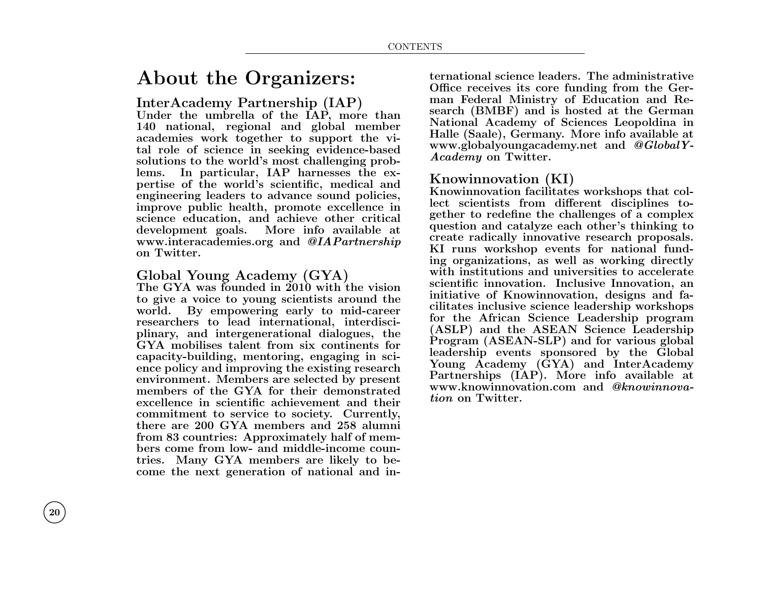# About the Organizers:

## InterAcademy Partnership (IAP)

Under the umbrella of the IAP, more than 140 national, regional and global member academies work together to support the vital role of science in seeking evidence-based solutions to the world's most challenging problems. In particular, IAP harnesses the expertise of the world's scientific, medical and engineering leaders to advance sound policies, improve public health, promote excellence in science education, and achieve other critical development goals. More info available at www.interacademies.org and *@IAPartnership* on Twitter.

## Global Young Academy (GYA)

The GYA was founded in 2010 with the vision to give a voice to young scientists around the world. By empowering early to mid-career researchers to lead international, interdisciplinary, and intergenerational dialogues, the GYA mobilises talent from six continents for capacity-building, mentoring, engaging in science policy and improving the existing research environment. Members are selected by present members of the GYA for their demonstrated excellence in scientific achievement and their commitment to service to society. Currently, there are 200 GYA members and 258 alumni from 83 countries: Approximately half of members come from low- and middle-income countries. Many GYA members are likely to become the next generation of national and international science leaders. The administrative Office receives its core funding from the German Federal Ministry of Education and Research (BMBF) and is hosted at the German National Academy of Sciences Leopoldina in Halle (Saale), Germany. More info available at www.globalyoungacademy.net and *@GlobalYAcademy* on Twitter.

## Knowinnovation (KI)

Knowinnovation facilitates workshops that collect scientists from different disciplines together to redefine the challenges of a complex question and catalyze each other's thinking to create radically innovative research proposals. KI runs workshop events for national funding organizations, as well as working directly with institutions and universities to accelerate scientific innovation. Inclusive Innovation, an initiative of Knowinnovation, designs and facilitates inclusive science leadership workshops for the African Science Leadership program (ASLP) and the ASEAN Science Leadership Program (ASEAN-SLP) and for various global leadership events sponsored by the Global Young Academy (GYA) and InterAcademy Partnerships (IAP). More info available at www.knowinnovation.com and *@knowinnovation* on Twitter.